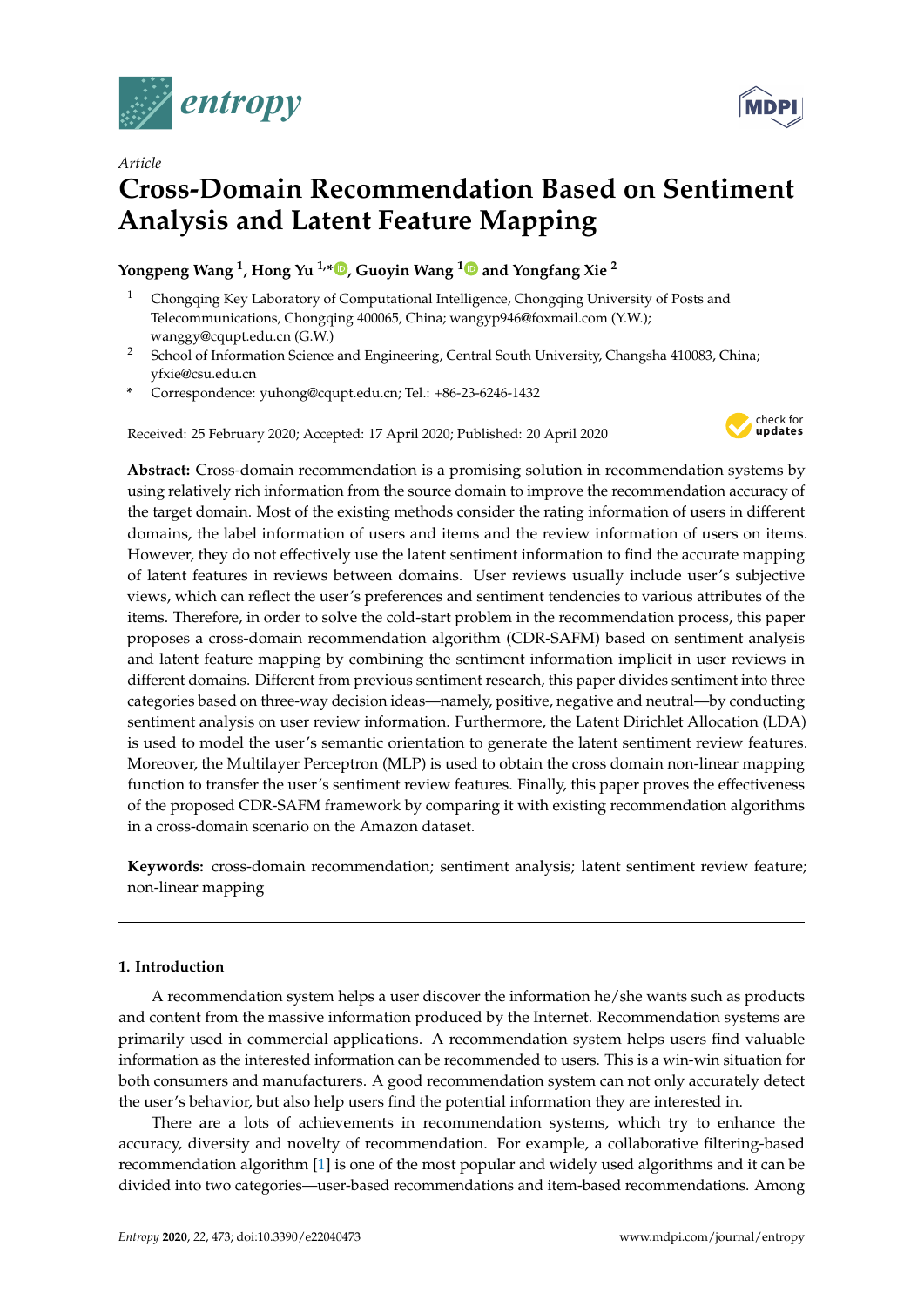*Article*

# Cross-Domain Recommendation Based on Sentiment Analysis and Latent Feature Mapping

**Yongpeng Wang [1], Hong Yu [1,*], Guoyin Wang [1] and Yongfang Xie [2]**

[1] Chongqing Key Laboratory of Computational Intelligence, Chongqing University of Posts and Telecommunications, Chongqing 400065, China; wangyp946@foxmail.com (Y.W.); wanggy@cqupt.edu.cn (G.W.)

[2] School of Information Science and Engineering, Central South University, Changsha 410083, China; yfxie@csu.edu.cn

\* Correspondence: yuhong@cqupt.edu.cn; Tel.: +86-23-6246-1432

Received: 25 February 2020; Accepted: 17 April 2020; Published: 20 April 2020

**Abstract:** Cross-domain recommendation is a promising solution in recommendation systems by using relatively rich information from the source domain to improve the recommendation accuracy of the target domain. Most of the existing methods consider the rating information of users in different domains, the label information of users and items and the review information of users on items. However, they do not effectively use the latent sentiment information to find the accurate mapping of latent features in reviews between domains. User reviews usually include user's subjective views, which can reflect the user's preferences and sentiment tendencies to various attributes of the items. Therefore, in order to solve the cold-start problem in the recommendation process, this paper proposes a cross-domain recommendation algorithm (CDR-SAFM) based on sentiment analysis and latent feature mapping by combining the sentiment information implicit in user reviews in different domains. Different from previous sentiment research, this paper divides sentiment into three categories based on three-way decision ideas—namely, positive, negative and neutral—by conducting sentiment analysis on user review information. Furthermore, the Latent Dirichlet Allocation (LDA) is used to model the user's semantic orientation to generate the latent sentiment review features. Moreover, the Multilayer Perceptron (MLP) is used to obtain the cross domain non-linear mapping function to transfer the user's sentiment review features. Finally, this paper proves the effectiveness of the proposed CDR-SAFM framework by comparing it with existing recommendation algorithms in a cross-domain scenario on the Amazon dataset.

**Keywords:** cross-domain recommendation; sentiment analysis; latent sentiment review feature; non-linear mapping

## 1. Introduction

A recommendation system helps a user discover the information he/she wants such as products and content from the massive information produced by the Internet. Recommendation systems are primarily used in commercial applications. A recommendation system helps users find valuable information as the interested information can be recommended to users. This is a win-win situation for both consumers and manufacturers. A good recommendation system can not only accurately detect the user's behavior, but also help users find the potential information they are interested in.

There are a lots of achievements in recommendation systems, which try to enhance the accuracy, diversity and novelty of recommendation. For example, a collaborative filtering-based recommendation algorithm [1] is one of the most popular and widely used algorithms and it can be divided into two categories—user-based recommendations and item-based recommendations. Among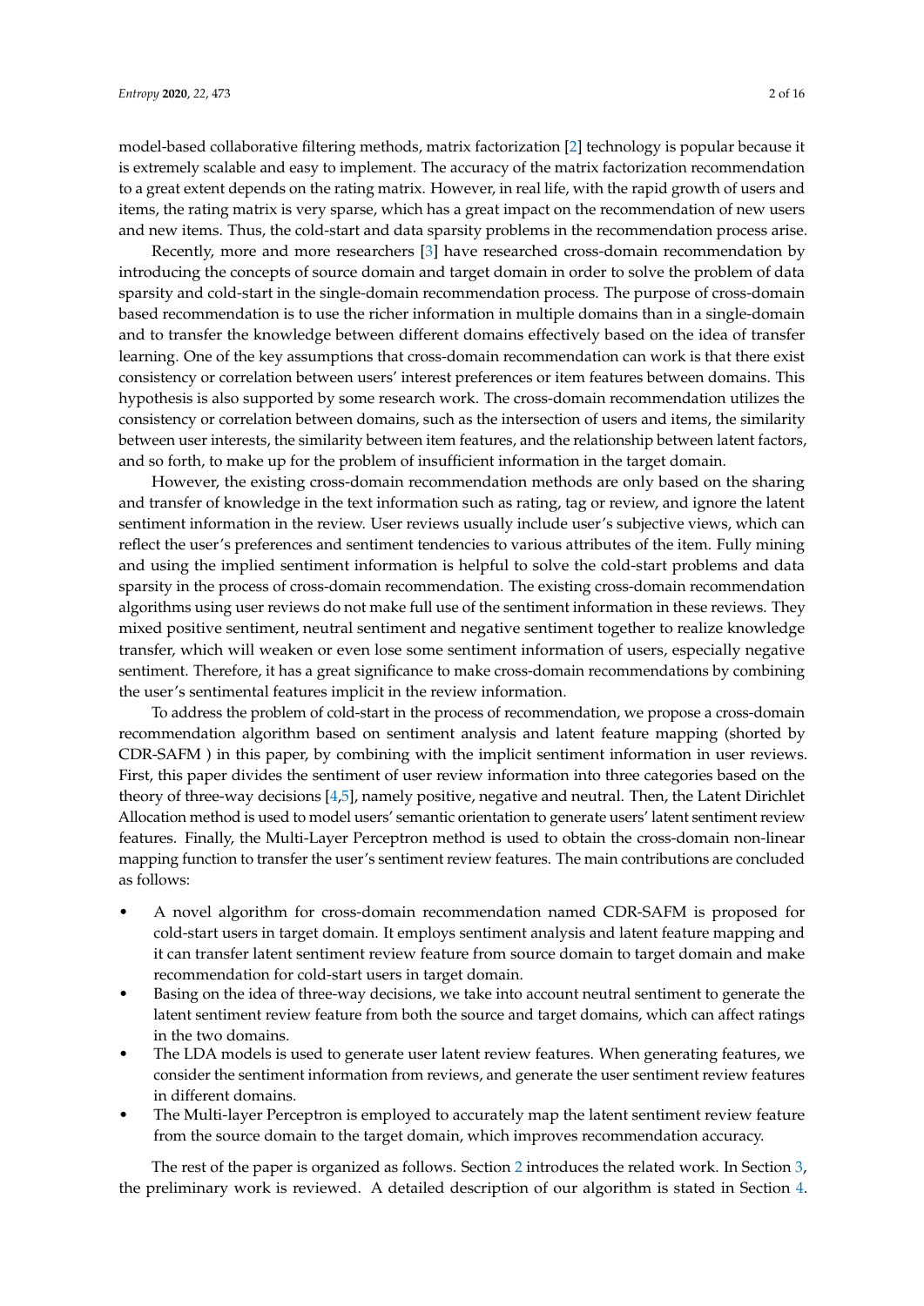model-based collaborative filtering methods, matrix factorization [2] technology is popular because it is extremely scalable and easy to implement. The accuracy of the matrix factorization recommendation to a great extent depends on the rating matrix. However, in real life, with the rapid growth of users and items, the rating matrix is very sparse, which has a great impact on the recommendation of new users and new items. Thus, the cold-start and data sparsity problems in the recommendation process arise.

Recently, more and more researchers [3] have researched cross-domain recommendation by introducing the concepts of source domain and target domain in order to solve the problem of data sparsity and cold-start in the single-domain recommendation process. The purpose of cross-domain based recommendation is to use the richer information in multiple domains than in a single-domain and to transfer the knowledge between different domains effectively based on the idea of transfer learning. One of the key assumptions that cross-domain recommendation can work is that there exist consistency or correlation between users' interest preferences or item features between domains. This hypothesis is also supported by some research work. The cross-domain recommendation utilizes the consistency or correlation between domains, such as the intersection of users and items, the similarity between user interests, the similarity between item features, and the relationship between latent factors, and so forth, to make up for the problem of insufficient information in the target domain.

However, the existing cross-domain recommendation methods are only based on the sharing and transfer of knowledge in the text information such as rating, tag or review, and ignore the latent sentiment information in the review. User reviews usually include user's subjective views, which can reflect the user's preferences and sentiment tendencies to various attributes of the item. Fully mining and using the implied sentiment information is helpful to solve the cold-start problems and data sparsity in the process of cross-domain recommendation. The existing cross-domain recommendation algorithms using user reviews do not make full use of the sentiment information in these reviews. They mixed positive sentiment, neutral sentiment and negative sentiment together to realize knowledge transfer, which will weaken or even lose some sentiment information of users, especially negative sentiment. Therefore, it has a great significance to make cross-domain recommendations by combining the user's sentimental features implicit in the review information.

To address the problem of cold-start in the process of recommendation, we propose a cross-domain recommendation algorithm based on sentiment analysis and latent feature mapping (shorted by CDR-SAFM ) in this paper, by combining with the implicit sentiment information in user reviews. First, this paper divides the sentiment of user review information into three categories based on the theory of three-way decisions [4,5], namely positive, negative and neutral. Then, the Latent Dirichlet Allocation method is used to model users' semantic orientation to generate users' latent sentiment review features. Finally, the Multi-Layer Perceptron method is used to obtain the cross-domain non-linear mapping function to transfer the user's sentiment review features. The main contributions are concluded as follows:

- A novel algorithm for cross-domain recommendation named CDR-SAFM is proposed for cold-start users in target domain. It employs sentiment analysis and latent feature mapping and it can transfer latent sentiment review feature from source domain to target domain and make recommendation for cold-start users in target domain.
- Basing on the idea of three-way decisions, we take into account neutral sentiment to generate the latent sentiment review feature from both the source and target domains, which can affect ratings in the two domains.
- The LDA models is used to generate user latent review features. When generating features, we consider the sentiment information from reviews, and generate the user sentiment review features in different domains.
- The Multi-layer Perceptron is employed to accurately map the latent sentiment review feature from the source domain to the target domain, which improves recommendation accuracy.

The rest of the paper is organized as follows. Section 2 introduces the related work. In Section 3, the preliminary work is reviewed. A detailed description of our algorithm is stated in Section 4.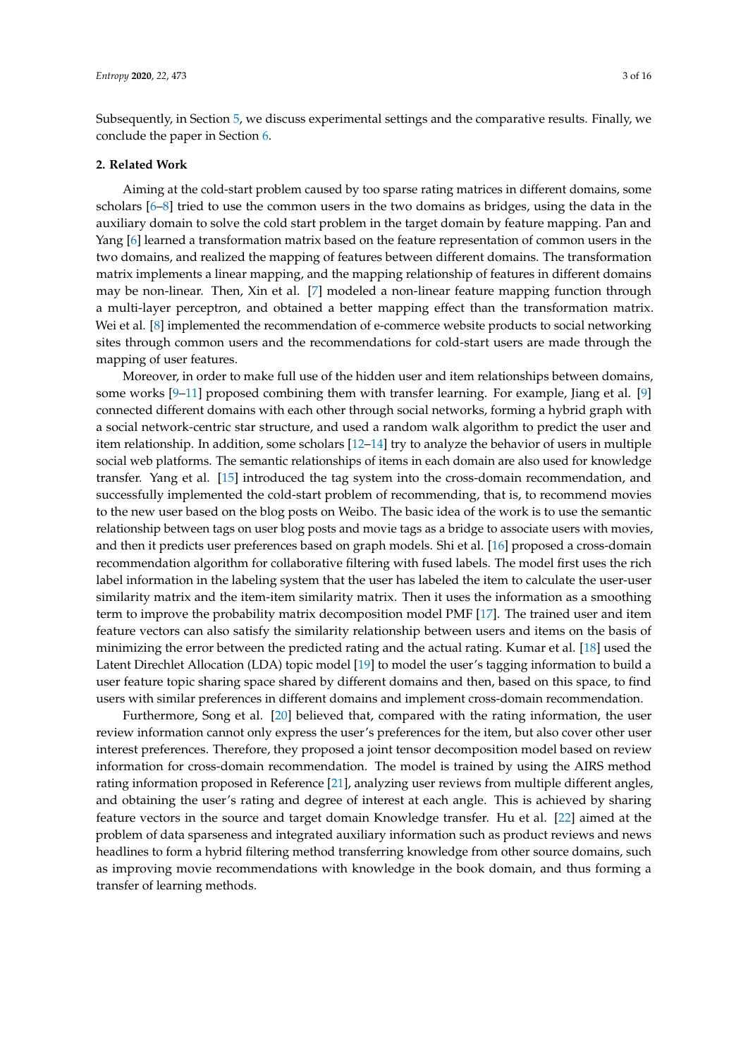Subsequently, in Section 5, we discuss experimental settings and the comparative results. Finally, we conclude the paper in Section 6.

## 2. Related Work

Aiming at the cold-start problem caused by too sparse rating matrices in different domains, some scholars [6–8] tried to use the common users in the two domains as bridges, using the data in the auxiliary domain to solve the cold start problem in the target domain by feature mapping. Pan and Yang [6] learned a transformation matrix based on the feature representation of common users in the two domains, and realized the mapping of features between different domains. The transformation matrix implements a linear mapping, and the mapping relationship of features in different domains may be non-linear. Then, Xin et al. [7] modeled a non-linear feature mapping function through a multi-layer perceptron, and obtained a better mapping effect than the transformation matrix. Wei et al. [8] implemented the recommendation of e-commerce website products to social networking sites through common users and the recommendations for cold-start users are made through the mapping of user features.

Moreover, in order to make full use of the hidden user and item relationships between domains, some works [9–11] proposed combining them with transfer learning. For example, Jiang et al. [9] connected different domains with each other through social networks, forming a hybrid graph with a social network-centric star structure, and used a random walk algorithm to predict the user and item relationship. In addition, some scholars [12–14] try to analyze the behavior of users in multiple social web platforms. The semantic relationships of items in each domain are also used for knowledge transfer. Yang et al. [15] introduced the tag system into the cross-domain recommendation, and successfully implemented the cold-start problem of recommending, that is, to recommend movies to the new user based on the blog posts on Weibo. The basic idea of the work is to use the semantic relationship between tags on user blog posts and movie tags as a bridge to associate users with movies, and then it predicts user preferences based on graph models. Shi et al. [16] proposed a cross-domain recommendation algorithm for collaborative filtering with fused labels. The model first uses the rich label information in the labeling system that the user has labeled the item to calculate the user-user similarity matrix and the item-item similarity matrix. Then it uses the information as a smoothing term to improve the probability matrix decomposition model PMF [17]. The trained user and item feature vectors can also satisfy the similarity relationship between users and items on the basis of minimizing the error between the predicted rating and the actual rating. Kumar et al. [18] used the Latent Direchlet Allocation (LDA) topic model [19] to model the user's tagging information to build a user feature topic sharing space shared by different domains and then, based on this space, to find users with similar preferences in different domains and implement cross-domain recommendation.

Furthermore, Song et al. [20] believed that, compared with the rating information, the user review information cannot only express the user's preferences for the item, but also cover other user interest preferences. Therefore, they proposed a joint tensor decomposition model based on review information for cross-domain recommendation. The model is trained by using the AIRS method rating information proposed in Reference [21], analyzing user reviews from multiple different angles, and obtaining the user's rating and degree of interest at each angle. This is achieved by sharing feature vectors in the source and target domain Knowledge transfer. Hu et al. [22] aimed at the problem of data sparseness and integrated auxiliary information such as product reviews and news headlines to form a hybrid filtering method transferring knowledge from other source domains, such as improving movie recommendations with knowledge in the book domain, and thus forming a transfer of learning methods.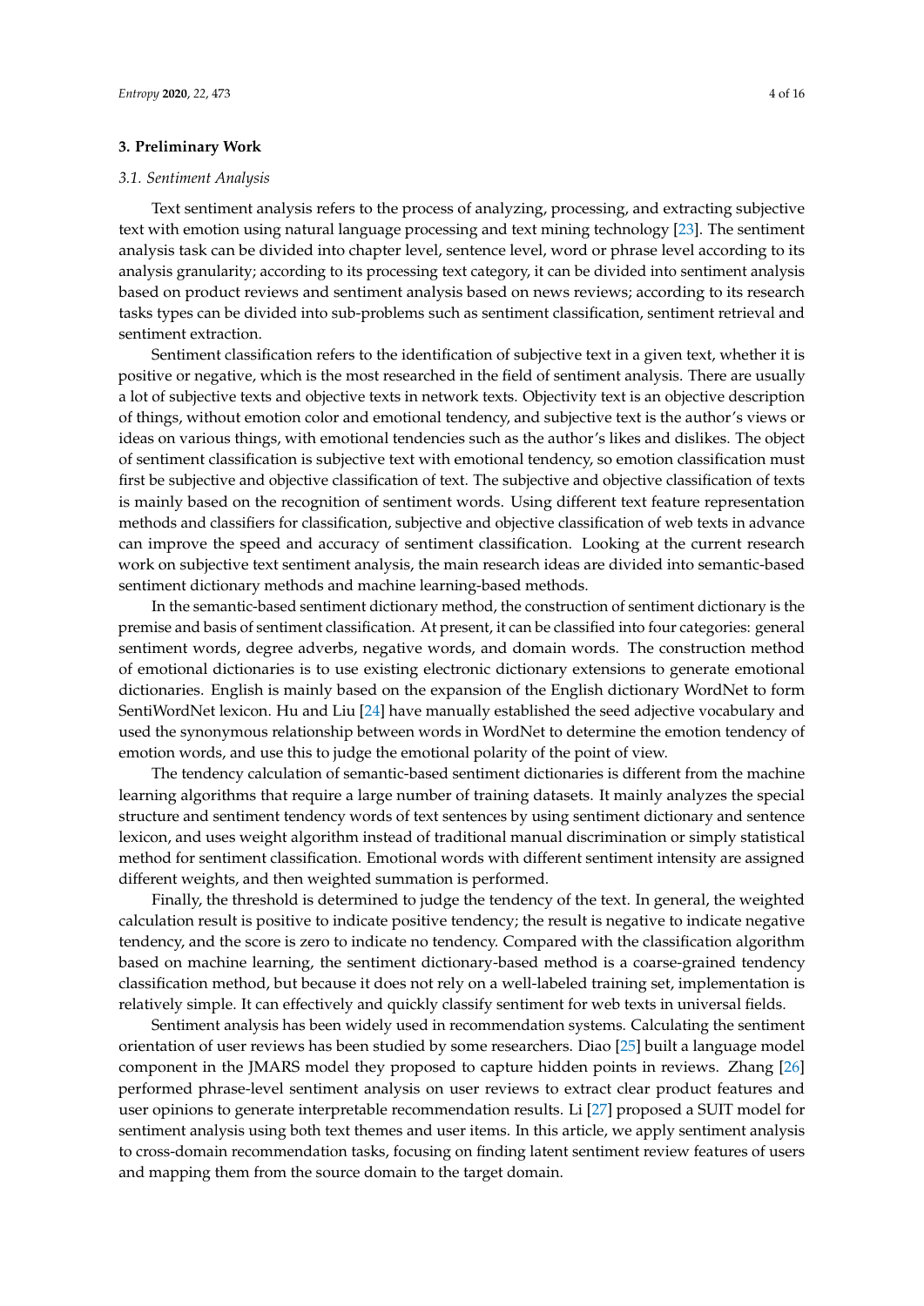## 3. Preliminary Work

### *3.1. Sentiment Analysis*

Text sentiment analysis refers to the process of analyzing, processing, and extracting subjective text with emotion using natural language processing and text mining technology [23]. The sentiment analysis task can be divided into chapter level, sentence level, word or phrase level according to its analysis granularity; according to its processing text category, it can be divided into sentiment analysis based on product reviews and sentiment analysis based on news reviews; according to its research tasks types can be divided into sub-problems such as sentiment classification, sentiment retrieval and sentiment extraction.

Sentiment classification refers to the identification of subjective text in a given text, whether it is positive or negative, which is the most researched in the field of sentiment analysis. There are usually a lot of subjective texts and objective texts in network texts. Objectivity text is an objective description of things, without emotion color and emotional tendency, and subjective text is the author's views or ideas on various things, with emotional tendencies such as the author's likes and dislikes. The object of sentiment classification is subjective text with emotional tendency, so emotion classification must first be subjective and objective classification of text. The subjective and objective classification of texts is mainly based on the recognition of sentiment words. Using different text feature representation methods and classifiers for classification, subjective and objective classification of web texts in advance can improve the speed and accuracy of sentiment classification. Looking at the current research work on subjective text sentiment analysis, the main research ideas are divided into semantic-based sentiment dictionary methods and machine learning-based methods.

In the semantic-based sentiment dictionary method, the construction of sentiment dictionary is the premise and basis of sentiment classification. At present, it can be classified into four categories: general sentiment words, degree adverbs, negative words, and domain words. The construction method of emotional dictionaries is to use existing electronic dictionary extensions to generate emotional dictionaries. English is mainly based on the expansion of the English dictionary WordNet to form SentiWordNet lexicon. Hu and Liu [24] have manually established the seed adjective vocabulary and used the synonymous relationship between words in WordNet to determine the emotion tendency of emotion words, and use this to judge the emotional polarity of the point of view.

The tendency calculation of semantic-based sentiment dictionaries is different from the machine learning algorithms that require a large number of training datasets. It mainly analyzes the special structure and sentiment tendency words of text sentences by using sentiment dictionary and sentence lexicon, and uses weight algorithm instead of traditional manual discrimination or simply statistical method for sentiment classification. Emotional words with different sentiment intensity are assigned different weights, and then weighted summation is performed.

Finally, the threshold is determined to judge the tendency of the text. In general, the weighted calculation result is positive to indicate positive tendency; the result is negative to indicate negative tendency, and the score is zero to indicate no tendency. Compared with the classification algorithm based on machine learning, the sentiment dictionary-based method is a coarse-grained tendency classification method, but because it does not rely on a well-labeled training set, implementation is relatively simple. It can effectively and quickly classify sentiment for web texts in universal fields.

Sentiment analysis has been widely used in recommendation systems. Calculating the sentiment orientation of user reviews has been studied by some researchers. Diao [25] built a language model component in the JMARS model they proposed to capture hidden points in reviews. Zhang [26] performed phrase-level sentiment analysis on user reviews to extract clear product features and user opinions to generate interpretable recommendation results. Li [27] proposed a SUIT model for sentiment analysis using both text themes and user items. In this article, we apply sentiment analysis to cross-domain recommendation tasks, focusing on finding latent sentiment review features of users and mapping them from the source domain to the target domain.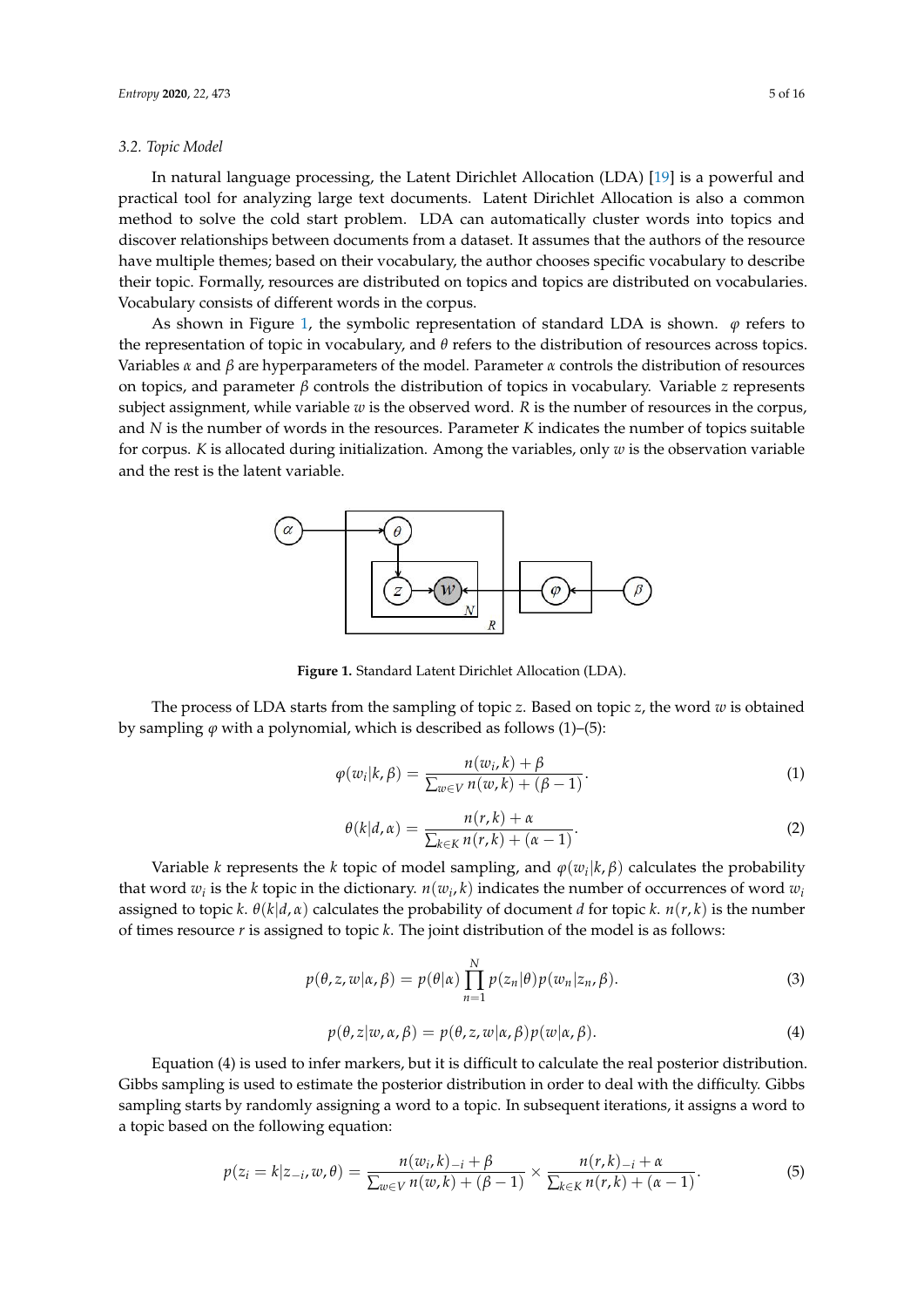### 3.2. Topic Model

In natural language processing, the Latent Dirichlet Allocation (LDA) [19] is a powerful and practical tool for analyzing large text documents. Latent Dirichlet Allocation is also a common method to solve the cold start problem. LDA can automatically cluster words into topics and discover relationships between documents from a dataset. It assumes that the authors of the resource have multiple themes; based on their vocabulary, the author chooses specific vocabulary to describe their topic. Formally, resources are distributed on topics and topics are distributed on vocabularies. Vocabulary consists of different words in the corpus.

As shown in Figure 1, the symbolic representation of standard LDA is shown. $\varphi$ refers to the representation of topic in vocabulary, and $\theta$ refers to the distribution of resources across topics. Variables $\alpha$ and $\beta$ are hyperparameters of the model. Parameter $\alpha$ controls the distribution of resources on topics, and parameter $\beta$ controls the distribution of topics in vocabulary. Variable $z$ represents subject assignment, while variable $w$ is the observed word. $R$ is the number of resources in the corpus, and $N$ is the number of words in the resources. Parameter $K$ indicates the number of topics suitable for corpus. $K$ is allocated during initialization. Among the variables, only $w$ is the observation variable and the rest is the latent variable.

**Figure 1.** Standard Latent Dirichlet Allocation (LDA).

The process of LDA starts from the sampling of topic $z$. Based on topic $z$, the word $w$ is obtained by sampling $\varphi$ with a polynomial, which is described as follows (1)–(5):

$$\varphi(w_i|k,\beta) = \frac{n(w_i,k)+\beta}{\sum_{w\in V} n(w,k)+(\beta-1)}. \tag{1}$$

$$\theta(k|d,\alpha) = \frac{n(r,k)+\alpha}{\sum_{k\in K} n(r,k)+(\alpha-1)}. \tag{2}$$

Variable $k$ represents the $k$ topic of model sampling, and $\varphi(w_i|k,\beta)$ calculates the probability that word $w_i$ is the $k$ topic in the dictionary. $n(w_i,k)$ indicates the number of occurrences of word $w_i$ assigned to topic $k$. $\theta(k|d,\alpha)$ calculates the probability of document $d$ for topic $k$. $n(r,k)$ is the number of times resource $r$ is assigned to topic $k$. The joint distribution of the model is as follows:

$$p(\theta,z,w|\alpha,\beta) = p(\theta|\alpha)\prod_{n=1}^{N} p(z_n|\theta)p(w_n|z_n,\beta). \tag{3}$$

$$p(\theta,z|w,\alpha,\beta) = p(\theta,z,w|\alpha,\beta)p(w|\alpha,\beta). \tag{4}$$

Equation (4) is used to infer markers, but it is difficult to calculate the real posterior distribution. Gibbs sampling is used to estimate the posterior distribution in order to deal with the difficulty. Gibbs sampling starts by randomly assigning a word to a topic. In subsequent iterations, it assigns a word to a topic based on the following equation:

$$p(z_i=k|z_{-i},w,\theta) = \frac{n(w_i,k)_{-i}+\beta}{\sum_{w\in V} n(w,k)+(\beta-1)} \times \frac{n(r,k)_{-i}+\alpha}{\sum_{k\in K} n(r,k)+(\alpha-1)}. \tag{5}$$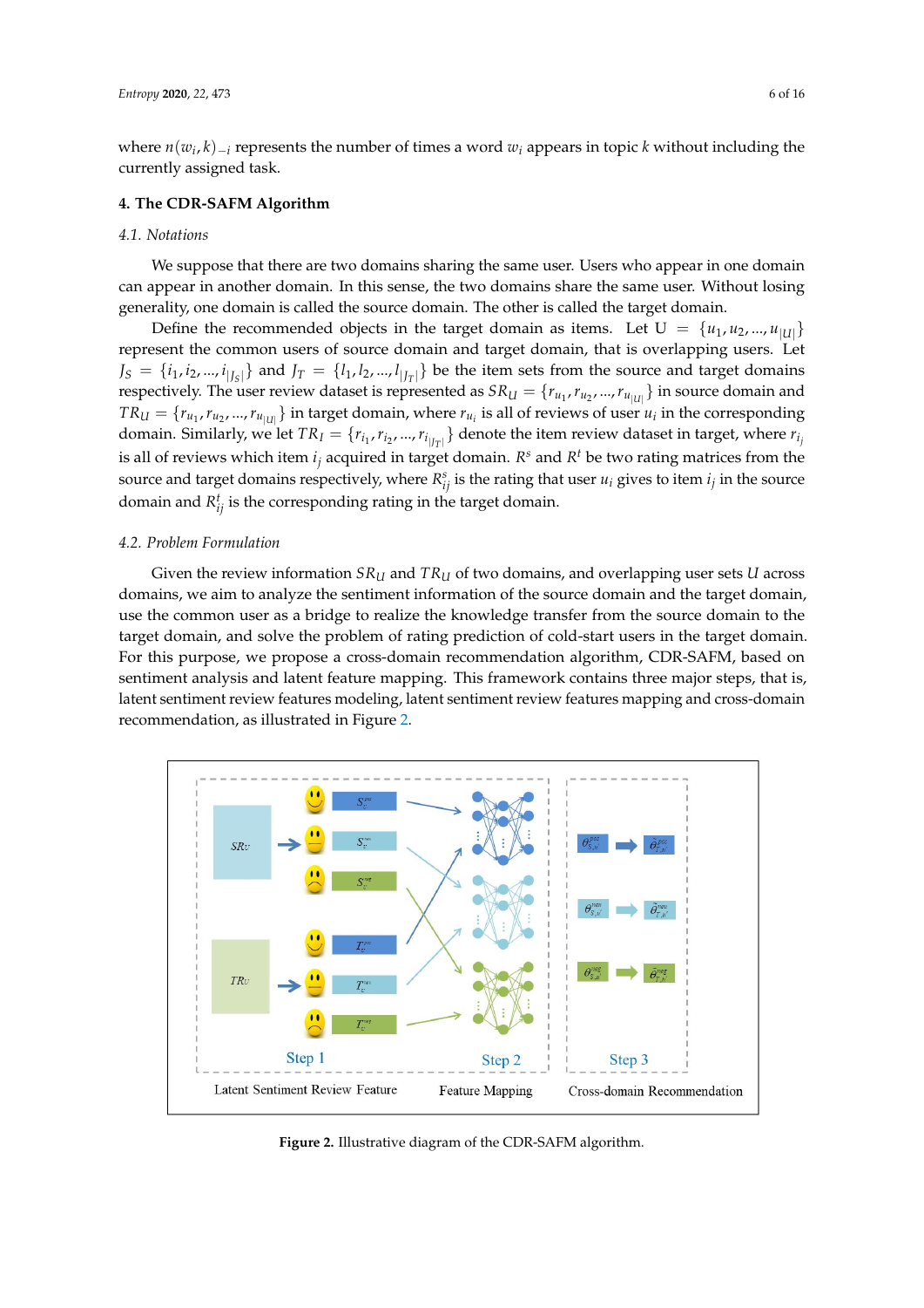where $n(w_i, k)_{-i}$ represents the number of times a word $w_i$ appears in topic $k$ without including the currently assigned task.

## 4. The CDR-SAFM Algorithm

### 4.1. Notations

We suppose that there are two domains sharing the same user. Users who appear in one domain can appear in another domain. In this sense, the two domains share the same user. Without losing generality, one domain is called the source domain. The other is called the target domain.

Define the recommended objects in the target domain as items. Let $U = \{u_1, u_2, ..., u_{|U|}\}$ represent the common users of source domain and target domain, that is overlapping users. Let $J_S = \{i_1, i_2, ..., i_{|J_S|}\}$ and $J_T = \{l_1, l_2, ..., l_{|J_T|}\}$ be the item sets from the source and target domains respectively. The user review dataset is represented as $SR_U = \{r_{u_1}, r_{u_2}, ..., r_{u_{|U|}}\}$ in source domain and $TR_U = \{r_{u_1}, r_{u_2}, ..., r_{u_{|U|}}\}$ in target domain, where $r_{u_i}$ is all of reviews of user $u_i$ in the corresponding domain. Similarly, we let $TR_I = \{r_{i_1}, r_{i_2}, ..., r_{i_{|J_T|}}\}$ denote the item review dataset in target, where $r_{i_j}$ is all of reviews which item $i_j$ acquired in target domain. $R^s$ and $R^t$ be two rating matrices from the source and target domains respectively, where $R^s_{ij}$ is the rating that user $u_i$ gives to item $i_j$ in the source domain and $R^t_{ij}$ is the corresponding rating in the target domain.

### 4.2. Problem Formulation

Given the review information $SR_U$ and $TR_U$ of two domains, and overlapping user sets $U$ across domains, we aim to analyze the sentiment information of the source domain and the target domain, use the common user as a bridge to realize the knowledge transfer from the source domain to the target domain, and solve the problem of rating prediction of cold-start users in the target domain. For this purpose, we propose a cross-domain recommendation algorithm, CDR-SAFM, based on sentiment analysis and latent feature mapping. This framework contains three major steps, that is, latent sentiment review features modeling, latent sentiment review features mapping and cross-domain recommendation, as illustrated in Figure 2.

**Figure 2.** Illustrative diagram of the CDR-SAFM algorithm.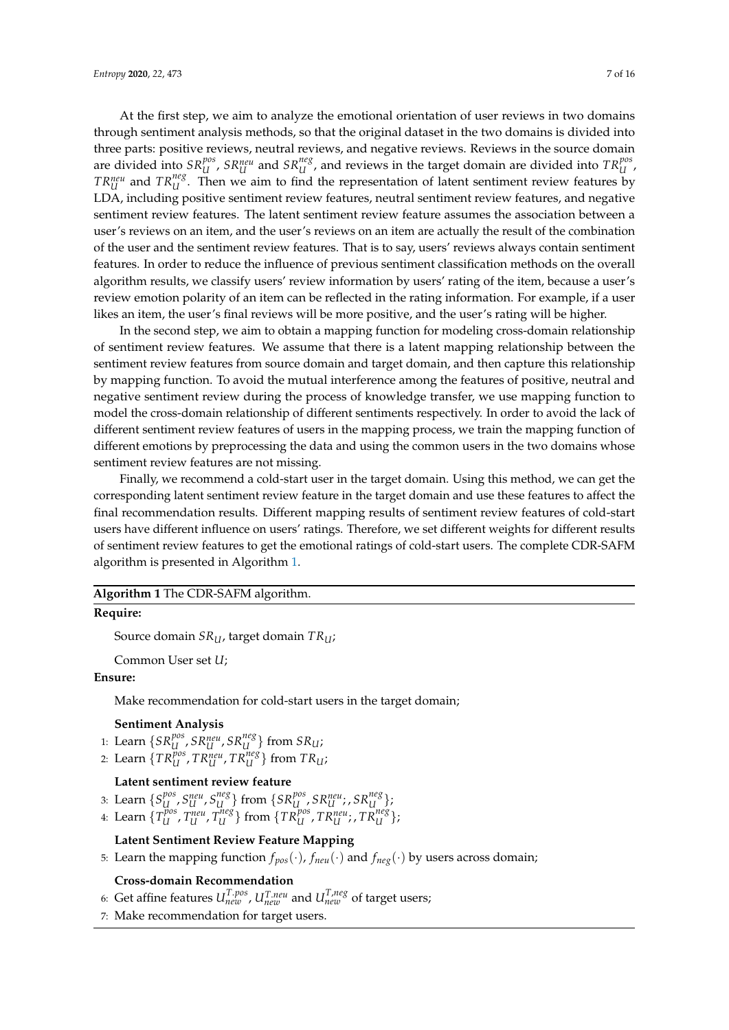At the first step, we aim to analyze the emotional orientation of user reviews in two domains through sentiment analysis methods, so that the original dataset in the two domains is divided into three parts: positive reviews, neutral reviews, and negative reviews. Reviews in the source domain are divided into $SR_U^{pos}$, $SR_U^{neu}$ and $SR_U^{neg}$, and reviews in the target domain are divided into $TR_U^{pos}$, $TR_U^{neu}$ and $TR_U^{neg}$. Then we aim to find the representation of latent sentiment review features by LDA, including positive sentiment review features, neutral sentiment review features, and negative sentiment review features. The latent sentiment review feature assumes the association between a user's reviews on an item, and the user's reviews on an item are actually the result of the combination of the user and the sentiment review features. That is to say, users' reviews always contain sentiment features. In order to reduce the influence of previous sentiment classification methods on the overall algorithm results, we classify users' review information by users' rating of the item, because a user's review emotion polarity of an item can be reflected in the rating information. For example, if a user likes an item, the user's final reviews will be more positive, and the user's rating will be higher.

In the second step, we aim to obtain a mapping function for modeling cross-domain relationship of sentiment review features. We assume that there is a latent mapping relationship between the sentiment review features from source domain and target domain, and then capture this relationship by mapping function. To avoid the mutual interference among the features of positive, neutral and negative sentiment review during the process of knowledge transfer, we use mapping function to model the cross-domain relationship of different sentiments respectively. In order to avoid the lack of different sentiment review features of users in the mapping process, we train the mapping function of different emotions by preprocessing the data and using the common users in the two domains whose sentiment review features are not missing.

Finally, we recommend a cold-start user in the target domain. Using this method, we can get the corresponding latent sentiment review feature in the target domain and use these features to affect the final recommendation results. Different mapping results of sentiment review features of cold-start users have different influence on users' ratings. Therefore, we set different weights for different results of sentiment review features to get the emotional ratings of cold-start users. The complete CDR-SAFM algorithm is presented in Algorithm 1.

---

**Algorithm 1** The CDR-SAFM algorithm.

---

**Require:**

Source domain $SR_U$, target domain $TR_U$;

Common User set $U$;

**Ensure:**

Make recommendation for cold-start users in the target domain;

**Sentiment Analysis**

1: Learn $\{SR_U^{pos}, SR_U^{neu}, SR_U^{neg}\}$ from $SR_U$;

2: Learn $\{TR_U^{pos}, TR_U^{neu}, TR_U^{neg}\}$ from $TR_U$;

**Latent sentiment review feature**

3: Learn $\{S_U^{pos}, S_U^{neu}, S_U^{neg}\}$ from $\{SR_U^{pos}, SR_U^{neu};, SR_U^{neg}\}$;

4: Learn $\{T_U^{pos}, T_U^{neu}, T_U^{neg}\}$ from $\{TR_U^{pos}, TR_U^{neu};, TR_U^{neg}\}$;

**Latent Sentiment Review Feature Mapping**

5: Learn the mapping function $f_{pos}(\cdot)$, $f_{neu}(\cdot)$ and $f_{neg}(\cdot)$ by users across domain;

**Cross-domain Recommendation**

6: Get affine features $U_{new}^{T,pos}$, $U_{new}^{T,neu}$ and $U_{new}^{T,neg}$ of target users;

7: Make recommendation for target users.

---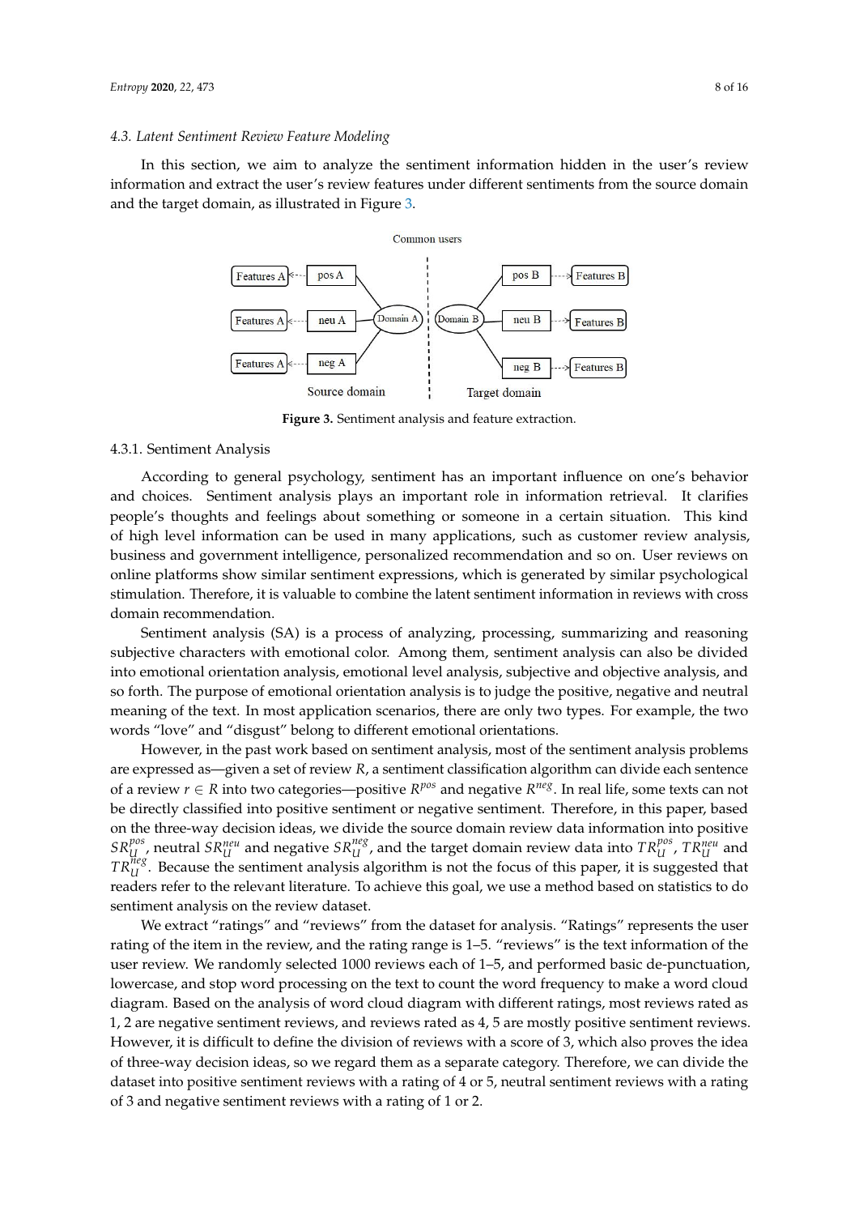### 4.3. Latent Sentiment Review Feature Modeling

In this section, we aim to analyze the sentiment information hidden in the user's review information and extract the user's review features under different sentiments from the source domain and the target domain, as illustrated in Figure 3.

**Figure 3.** Sentiment analysis and feature extraction.

#### 4.3.1. Sentiment Analysis

According to general psychology, sentiment has an important influence on one's behavior and choices. Sentiment analysis plays an important role in information retrieval. It clarifies people's thoughts and feelings about something or someone in a certain situation. This kind of high level information can be used in many applications, such as customer review analysis, business and government intelligence, personalized recommendation and so on. User reviews on online platforms show similar sentiment expressions, which is generated by similar psychological stimulation. Therefore, it is valuable to combine the latent sentiment information in reviews with cross domain recommendation.

Sentiment analysis (SA) is a process of analyzing, processing, summarizing and reasoning subjective characters with emotional color. Among them, sentiment analysis can also be divided into emotional orientation analysis, emotional level analysis, subjective and objective analysis, and so forth. The purpose of emotional orientation analysis is to judge the positive, negative and neutral meaning of the text. In most application scenarios, there are only two types. For example, the two words "love" and "disgust" belong to different emotional orientations.

However, in the past work based on sentiment analysis, most of the sentiment analysis problems are expressed as—given a set of review $R$, a sentiment classification algorithm can divide each sentence of a review $r \in R$ into two categories—positive $R^{pos}$ and negative $R^{neg}$. In real life, some texts can not be directly classified into positive sentiment or negative sentiment. Therefore, in this paper, based on the three-way decision ideas, we divide the source domain review data information into positive $SR_U^{pos}$, neutral $SR_U^{neu}$ and negative $SR_U^{neg}$, and the target domain review data into $TR_U^{pos}$, $TR_U^{neu}$ and $TR_U^{neg}$. Because the sentiment analysis algorithm is not the focus of this paper, it is suggested that readers refer to the relevant literature. To achieve this goal, we use a method based on statistics to do sentiment analysis on the review dataset.

We extract "ratings" and "reviews" from the dataset for analysis. "Ratings" represents the user rating of the item in the review, and the rating range is 1–5. "reviews" is the text information of the user review. We randomly selected 1000 reviews each of 1–5, and performed basic de-punctuation, lowercase, and stop word processing on the text to count the word frequency to make a word cloud diagram. Based on the analysis of word cloud diagram with different ratings, most reviews rated as 1, 2 are negative sentiment reviews, and reviews rated as 4, 5 are mostly positive sentiment reviews. However, it is difficult to define the division of reviews with a score of 3, which also proves the idea of three-way decision ideas, so we regard them as a separate category. Therefore, we can divide the dataset into positive sentiment reviews with a rating of 4 or 5, neutral sentiment reviews with a rating of 3 and negative sentiment reviews with a rating of 1 or 2.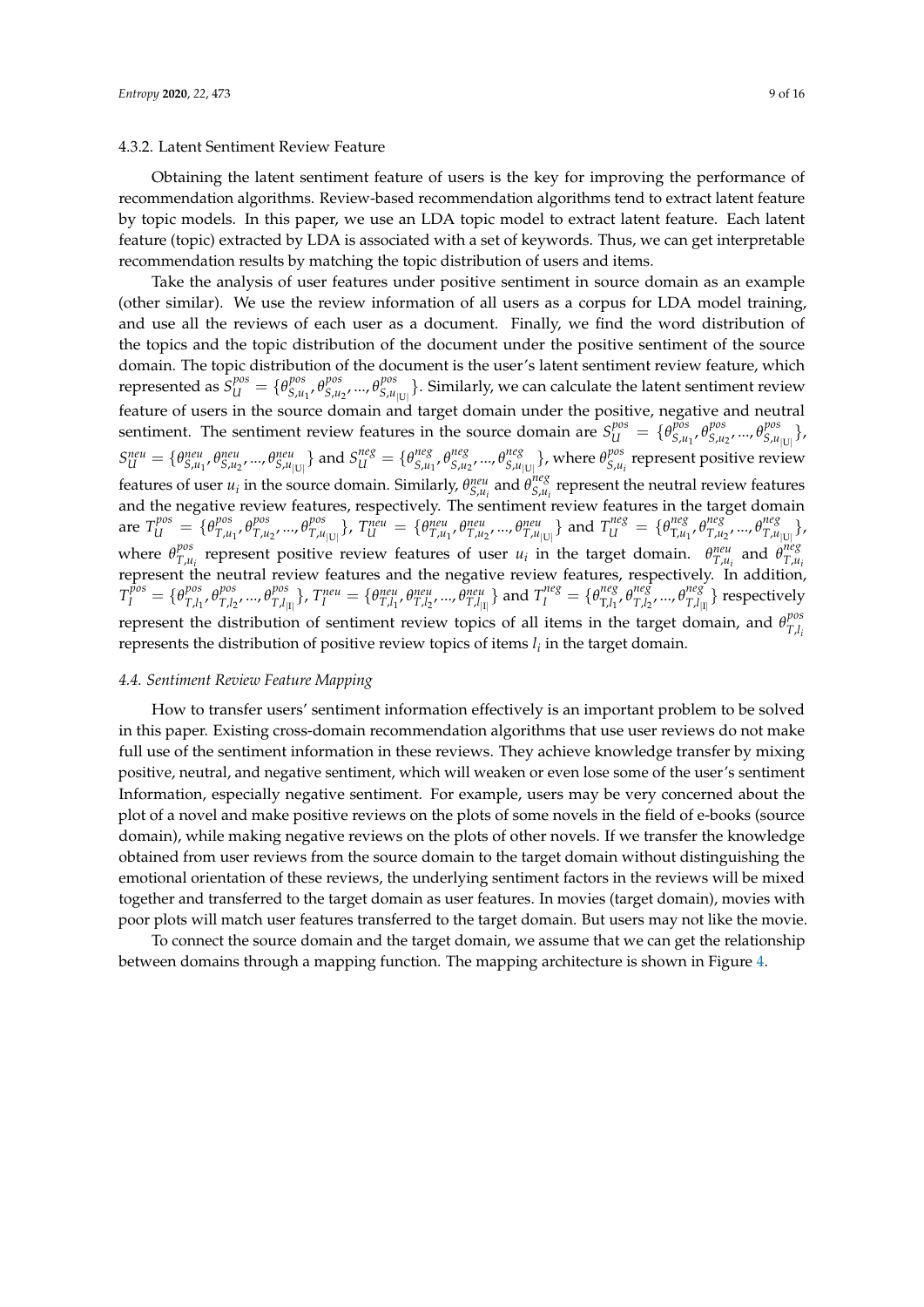#### 4.3.2. Latent Sentiment Review Feature

Obtaining the latent sentiment feature of users is the key for improving the performance of recommendation algorithms. Review-based recommendation algorithms tend to extract latent feature by topic models. In this paper, we use an LDA topic model to extract latent feature. Each latent feature (topic) extracted by LDA is associated with a set of keywords. Thus, we can get interpretable recommendation results by matching the topic distribution of users and items.

Take the analysis of user features under positive sentiment in source domain as an example (other similar). We use the review information of all users as a corpus for LDA model training, and use all the reviews of each user as a document. Finally, we find the word distribution of the topics and the topic distribution of the document under the positive sentiment of the source domain. The topic distribution of the document is the user's latent sentiment review feature, which represented as $S_U^{pos} = \{\theta_{S,u_1}^{pos}, \theta_{S,u_2}^{pos}, ..., \theta_{S,u_{|U|}}^{pos}\}$. Similarly, we can calculate the latent sentiment review feature of users in the source domain and target domain under the positive, negative and neutral sentiment. The sentiment review features in the source domain are $S_U^{pos} = \{\theta_{S,u_1}^{pos}, \theta_{S,u_2}^{pos}, ..., \theta_{S,u_{|U|}}^{pos}\}$, $S_U^{neu} = \{\theta_{S,u_1}^{neu}, \theta_{S,u_2}^{neu}, ..., \theta_{S,u_{|U|}}^{neu}\}$ and $S_U^{neg} = \{\theta_{S,u_1}^{neg}, \theta_{S,u_2}^{neg}, ..., \theta_{S,u_{|U|}}^{neg}\}$, where $\theta_{S,u_i}^{pos}$ represent positive review features of user $u_i$ in the source domain. Similarly, $\theta_{S,u_i}^{neu}$ and $\theta_{S,u_i}^{neg}$ represent the neutral review features and the negative review features, respectively. The sentiment review features in the target domain are $T_U^{pos} = \{\theta_{T,u_1}^{pos}, \theta_{T,u_2}^{pos}, ..., \theta_{T,u_{|U|}}^{pos}\}$, $T_U^{neu} = \{\theta_{T,u_1}^{neu}, \theta_{T,u_2}^{neu}, ..., \theta_{T,u_{|U|}}^{neu}\}$ and $T_U^{neg} = \{\theta_{T,u_1}^{neg}, \theta_{T,u_2}^{neg}, ..., \theta_{T,u_{|U|}}^{neg}\}$, where $\theta_{T,u_i}^{pos}$ represent positive review features of user $u_i$ in the target domain. $\theta_{T,u_i}^{neu}$ and $\theta_{T,u_i}^{neg}$ represent the neutral review features and the negative review features, respectively. In addition, $T_I^{pos} = \{\theta_{T,l_1}^{pos}, \theta_{T,l_2}^{pos}, ..., \theta_{T,l_{|I|}}^{pos}\}$, $T_I^{neu} = \{\theta_{T,l_1}^{neu}, \theta_{T,l_2}^{neu}, ..., \theta_{T,l_{|I|}}^{neu}\}$ and $T_I^{neg} = \{\theta_{T,l_1}^{neg}, \theta_{T,l_2}^{neg}, ..., \theta_{T,l_{|I|}}^{neg}\}$ respectively represent the distribution of sentiment review topics of all items in the target domain, and $\theta_{T,l_i}^{pos}$ represents the distribution of positive review topics of items $l_i$ in the target domain.

### *4.4. Sentiment Review Feature Mapping*

How to transfer users' sentiment information effectively is an important problem to be solved in this paper. Existing cross-domain recommendation algorithms that use user reviews do not make full use of the sentiment information in these reviews. They achieve knowledge transfer by mixing positive, neutral, and negative sentiment, which will weaken or even lose some of the user's sentiment Information, especially negative sentiment. For example, users may be very concerned about the plot of a novel and make positive reviews on the plots of some novels in the field of e-books (source domain), while making negative reviews on the plots of other novels. If we transfer the knowledge obtained from user reviews from the source domain to the target domain without distinguishing the emotional orientation of these reviews, the underlying sentiment factors in the reviews will be mixed together and transferred to the target domain as user features. In movies (target domain), movies with poor plots will match user features transferred to the target domain. But users may not like the movie.

To connect the source domain and the target domain, we assume that we can get the relationship between domains through a mapping function. The mapping architecture is shown in Figure 4.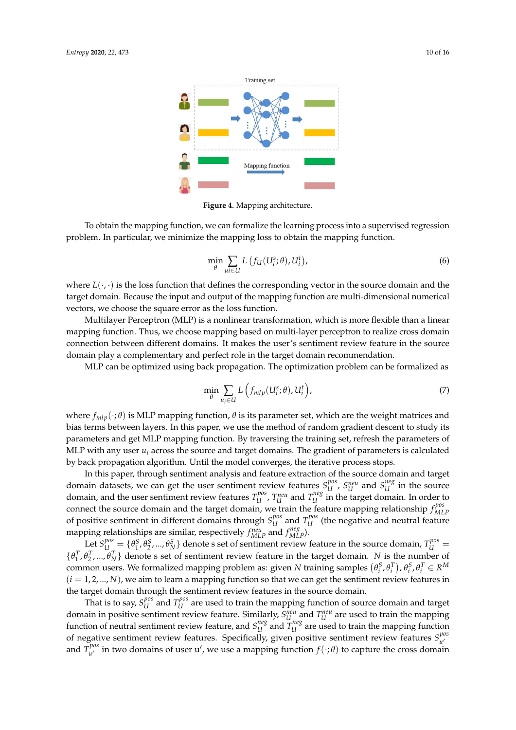Figure 4. Mapping architecture.

To obtain the mapping function, we can formalize the learning process into a supervised regression problem. In particular, we minimize the mapping loss to obtain the mapping function.

$$\min_{\theta} \sum_{ui \in U} L\left(f_U(U_i^s;\theta), U_i^t\right), \tag{6}$$

where $L(\cdot,\cdot)$ is the loss function that defines the corresponding vector in the source domain and the target domain. Because the input and output of the mapping function are multi-dimensional numerical vectors, we choose the square error as the loss function.

Multilayer Perceptron (MLP) is a nonlinear transformation, which is more flexible than a linear mapping function. Thus, we choose mapping based on multi-layer perceptron to realize cross domain connection between different domains. It makes the user's sentiment review feature in the source domain play a complementary and perfect role in the target domain recommendation.

MLP can be optimized using back propagation. The optimization problem can be formalized as

$$\min_{\theta} \sum_{u_i \in U} L\left(f_{mlp}(U_i^s;\theta), U_i^t\right), \tag{7}$$

where $f_{mlp}(\cdot;\theta)$ is MLP mapping function, $\theta$ is its parameter set, which are the weight matrices and bias terms between layers. In this paper, we use the method of random gradient descent to study its parameters and get MLP mapping function. By traversing the training set, refresh the parameters of MLP with any user $u_i$ across the source and target domains. The gradient of parameters is calculated by back propagation algorithm. Until the model converges, the iterative process stops.

In this paper, through sentiment analysis and feature extraction of the source domain and target domain datasets, we can get the user sentiment review features $S_U^{pos}$, $S_U^{neu}$ and $S_U^{neg}$ in the source domain, and the user sentiment review features $T_U^{pos}$, $T_U^{neu}$ and $T_U^{neg}$ in the target domain. In order to connect the source domain and the target domain, we train the feature mapping relationship $f_{MLP}^{pos}$ of positive sentiment in different domains through $S_U^{pos}$ and $T_U^{pos}$ (the negative and neutral feature mapping relationships are similar, respectively $f_{MLP}^{neu}$ and $f_{MLP}^{neg}$).

Let $S_U^{pos} = \{\theta_1^S, \theta_2^S, ..., \theta_N^S\}$ denote s set of sentiment review feature in the source domain, $T_U^{pos} = \{\theta_1^T, \theta_2^T, ..., \theta_N^T\}$ denote s set of sentiment review feature in the target domain. $N$ is the number of common users. We formalized mapping problem as: given $N$ training samples $\left(\theta_i^S, \theta_i^T\right)$, $\theta_i^S, \theta_i^T \in R^M$ $(i = 1, 2, ..., N)$, we aim to learn a mapping function so that we can get the sentiment review features in the target domain through the sentiment review features in the source domain.

That is to say, $S_U^{pos}$ and $T_U^{pos}$ are used to train the mapping function of source domain and target domain in positive sentiment review feature. Similarly, $S_U^{neu}$ and $T_U^{neu}$ are used to train the mapping function of neutral sentiment review feature, and $S_U^{neg}$ and $T_U^{neg}$ are used to train the mapping function of negative sentiment review features. Specifically, given positive sentiment review features $S_{u'}^{pos}$ and $T_{u'}^{pos}$ in two domains of user u′, we use a mapping function $f(\cdot;\theta)$ to capture the cross domain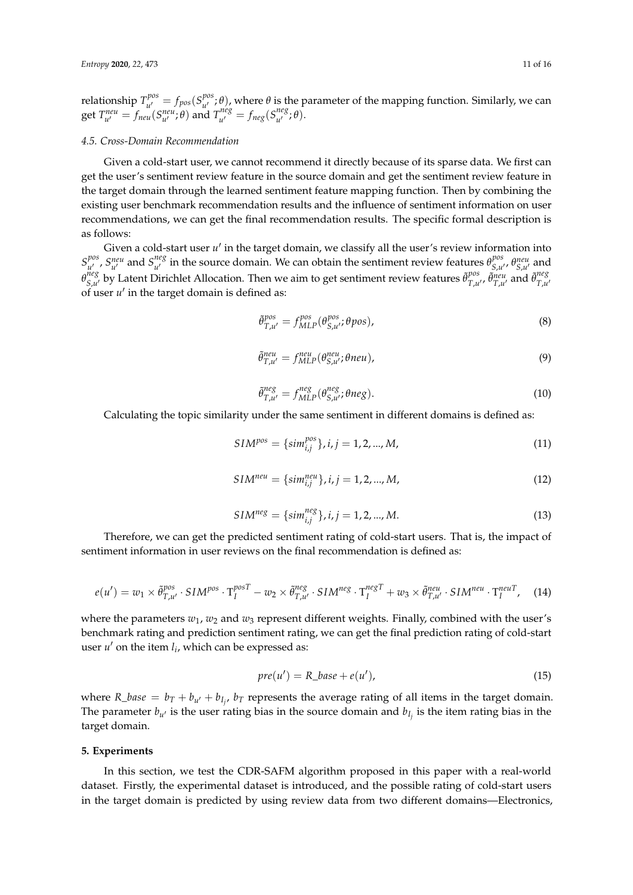relationship $T_{u'}^{pos} = f_{pos}(S_{u'}^{pos}; \theta)$, where $\theta$ is the parameter of the mapping function. Similarly, we can get $T_{u'}^{neu} = f_{neu}(S_{u'}^{neu}; \theta)$ and $T_{u'}^{neg} = f_{neg}(S_{u'}^{neg}; \theta)$.

### *4.5. Cross-Domain Recommendation*

Given a cold-start user, we cannot recommend it directly because of its sparse data. We first can get the user's sentiment review feature in the source domain and get the sentiment review feature in the target domain through the learned sentiment feature mapping function. Then by combining the existing user benchmark recommendation results and the influence of sentiment information on user recommendations, we can get the final recommendation results. The specific formal description is as follows:

Given a cold-start user $u'$ in the target domain, we classify all the user's review information into $S_{u'}^{pos}$, $S_{u'}^{neu}$ and $S_{u'}^{neg}$ in the source domain. We can obtain the sentiment review features $\theta_{S,u'}^{pos}$, $\theta_{S,u'}^{neu}$ and $\theta_{S,u'}^{neg}$ by Latent Dirichlet Allocation. Then we aim to get sentiment review features $\tilde{\theta}_{T,u'}^{pos}$, $\tilde{\theta}_{T,u'}^{neu}$ and $\tilde{\theta}_{T,u'}^{neg}$ of user $u'$ in the target domain is defined as:

$$\tilde{\theta}_{T,u'}^{pos} = f_{MLP}^{pos}(\theta_{S,u'}^{pos}; \theta pos), \tag{8}$$

$$\tilde{\theta}_{T,u'}^{neu} = f_{MLP}^{neu}(\theta_{S,u'}^{neu}; \theta neu), \tag{9}$$

$$\tilde{\theta}_{T,u'}^{neg} = f_{MLP}^{neg}(\theta_{S,u'}^{neg}; \theta neg). \tag{10}$$

Calculating the topic similarity under the same sentiment in different domains is defined as:

$$SIM^{pos} = \{sim_{i,j}^{pos}\}, i, j = 1, 2, ..., M, \tag{11}$$

$$SIM^{neu} = \{sim_{i,j}^{neu}\}, i, j = 1, 2, ..., M, \tag{12}$$

$$SIM^{neg} = \{sim_{i,j}^{neg}\}, i, j = 1, 2, ..., M. \tag{13}$$

Therefore, we can get the predicted sentiment rating of cold-start users. That is, the impact of sentiment information in user reviews on the final recommendation is defined as:

$$e(u') = w_1 \times \tilde{\theta}_{T,u'}^{pos} \cdot SIM^{pos} \cdot \mathrm{T}_I^{posT} - w_2 \times \tilde{\theta}_{T,u'}^{neg} \cdot SIM^{neg} \cdot \mathrm{T}_I^{negT} + w_3 \times \tilde{\theta}_{T,u'}^{neu} \cdot SIM^{neu} \cdot \mathrm{T}_I^{neuT}, \tag{14}$$

where the parameters $w_1$, $w_2$ and $w_3$ represent different weights. Finally, combined with the user's benchmark rating and prediction sentiment rating, we can get the final prediction rating of cold-start user $u'$ on the item $l_i$, which can be expressed as:

$$pre(u') = R\_base + e(u'), \tag{15}$$

where $R\_base = b_T + b_{u'} + b_{l_j}$, $b_T$ represents the average rating of all items in the target domain. The parameter $b_{u'}$ is the user rating bias in the source domain and $b_{l_j}$ is the item rating bias in the target domain.

## 5. Experiments

In this section, we test the CDR-SAFM algorithm proposed in this paper with a real-world dataset. Firstly, the experimental dataset is introduced, and the possible rating of cold-start users in the target domain is predicted by using review data from two different domains—Electronics,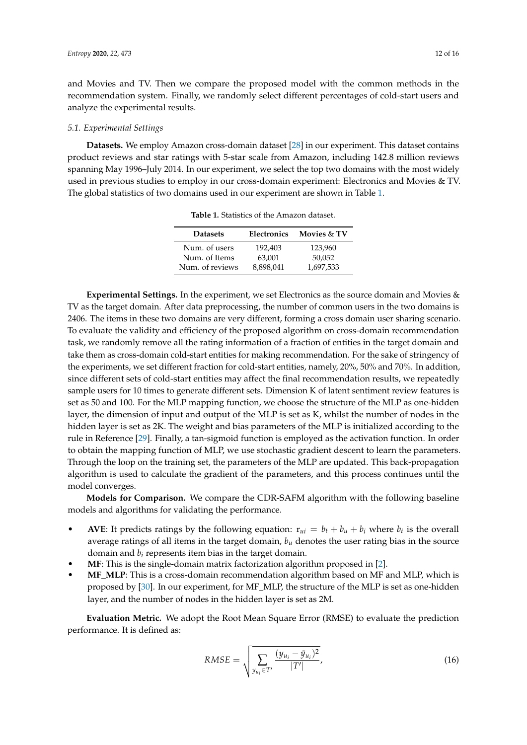and Movies and TV. Then we compare the proposed model with the common methods in the recommendation system. Finally, we randomly select different percentages of cold-start users and analyze the experimental results.

### 5.1. Experimental Settings

**Datasets.** We employ Amazon cross-domain dataset [28] in our experiment. This dataset contains product reviews and star ratings with 5-star scale from Amazon, including 142.8 million reviews spanning May 1996–July 2014. In our experiment, we select the top two domains with the most widely used in previous studies to employ in our cross-domain experiment: Electronics and Movies & TV. The global statistics of two domains used in our experiment are shown in Table 1.

**Table 1.** Statistics of the Amazon dataset.

| Datasets | Electronics | Movies & TV |
|---|---|---|
| Num. of users | 192,403 | 123,960 |
| Num. of Items | 63,001 | 50,052 |
| Num. of reviews | 8,898,041 | 1,697,533 |

**Experimental Settings.** In the experiment, we set Electronics as the source domain and Movies & TV as the target domain. After data preprocessing, the number of common users in the two domains is 2406. The items in these two domains are very different, forming a cross domain user sharing scenario. To evaluate the validity and efficiency of the proposed algorithm on cross-domain recommendation task, we randomly remove all the rating information of a fraction of entities in the target domain and take them as cross-domain cold-start entities for making recommendation. For the sake of stringency of the experiments, we set different fraction for cold-start entities, namely, 20%, 50% and 70%. In addition, since different sets of cold-start entities may affect the final recommendation results, we repeatedly sample users for 10 times to generate different sets. Dimension K of latent sentiment review features is set as 50 and 100. For the MLP mapping function, we choose the structure of the MLP as one-hidden layer, the dimension of input and output of the MLP is set as K, whilst the number of nodes in the hidden layer is set as 2K. The weight and bias parameters of the MLP is initialized according to the rule in Reference [29]. Finally, a tan-sigmoid function is employed as the activation function. In order to obtain the mapping function of MLP, we use stochastic gradient descent to learn the parameters. Through the loop on the training set, the parameters of the MLP are updated. This back-propagation algorithm is used to calculate the gradient of the parameters, and this process continues until the model converges.

**Models for Comparison.** We compare the CDR-SAFM algorithm with the following baseline models and algorithms for validating the performance.

- **AVE**: It predicts ratings by the following equation: $r_{ui} = b_t + b_u + b_i$ where $b_t$ is the overall average ratings of all items in the target domain, $b_u$ denotes the user rating bias in the source domain and $b_i$ represents item bias in the target domain.
- **MF**: This is the single-domain matrix factorization algorithm proposed in [2].
- **MF_MLP**: This is a cross-domain recommendation algorithm based on MF and MLP, which is proposed by [30]. In our experiment, for MF_MLP, the structure of the MLP is set as one-hidden layer, and the number of nodes in the hidden layer is set as 2M.

**Evaluation Metric.** We adopt the Root Mean Square Error (RMSE) to evaluate the prediction performance. It is defined as:

$$RMSE = \sqrt{\sum_{y_{u_i} \in T'} \frac{(y_{u_i} - \tilde{y}_{u_i})^2}{|T'|}}, \tag{16}$$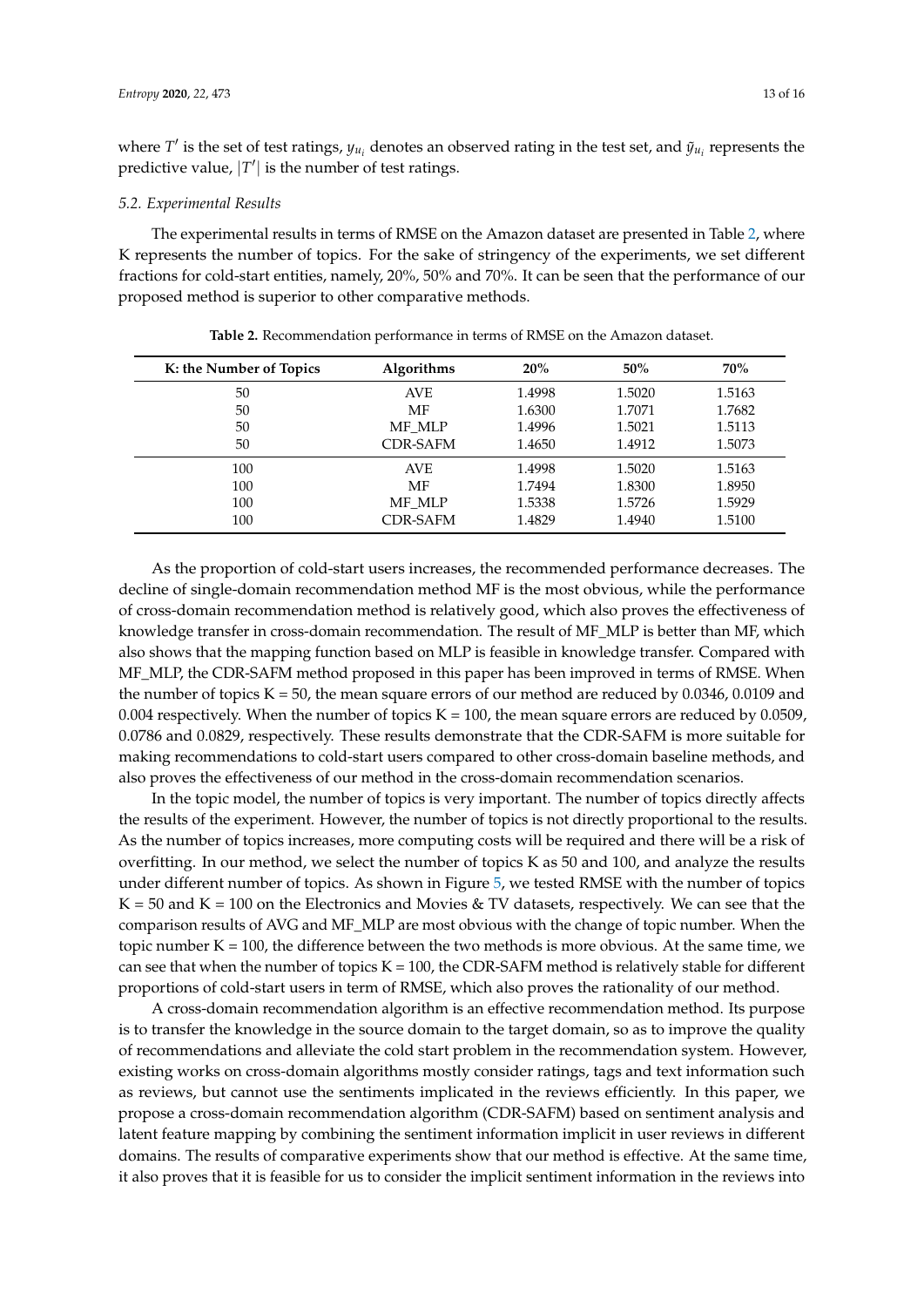where $T'$ is the set of test ratings, $y_{u_i}$ denotes an observed rating in the test set, and $\tilde{y}_{u_i}$ represents the predictive value, $|T'|$ is the number of test ratings.

### *5.2. Experimental Results*

The experimental results in terms of RMSE on the Amazon dataset are presented in Table 2, where K represents the number of topics. For the sake of stringency of the experiments, we set different fractions for cold-start entities, namely, 20%, 50% and 70%. It can be seen that the performance of our proposed method is superior to other comparative methods.

**Table 2.** Recommendation performance in terms of RMSE on the Amazon dataset.

| K: the Number of Topics | Algorithms | 20% | 50% | 70% |
|---|---|---|---|---|
| 50 | AVE | 1.4998 | 1.5020 | 1.5163 |
| 50 | MF | 1.6300 | 1.7071 | 1.7682 |
| 50 | MF_MLP | 1.4996 | 1.5021 | 1.5113 |
| 50 | CDR-SAFM | 1.4650 | 1.4912 | 1.5073 |
| 100 | AVE | 1.4998 | 1.5020 | 1.5163 |
| 100 | MF | 1.7494 | 1.8300 | 1.8950 |
| 100 | MF_MLP | 1.5338 | 1.5726 | 1.5929 |
| 100 | CDR-SAFM | 1.4829 | 1.4940 | 1.5100 |

As the proportion of cold-start users increases, the recommended performance decreases. The decline of single-domain recommendation method MF is the most obvious, while the performance of cross-domain recommendation method is relatively good, which also proves the effectiveness of knowledge transfer in cross-domain recommendation. The result of MF_MLP is better than MF, which also shows that the mapping function based on MLP is feasible in knowledge transfer. Compared with MF_MLP, the CDR-SAFM method proposed in this paper has been improved in terms of RMSE. When the number of topics K = 50, the mean square errors of our method are reduced by 0.0346, 0.0109 and 0.004 respectively. When the number of topics K = 100, the mean square errors are reduced by 0.0509, 0.0786 and 0.0829, respectively. These results demonstrate that the CDR-SAFM is more suitable for making recommendations to cold-start users compared to other cross-domain baseline methods, and also proves the effectiveness of our method in the cross-domain recommendation scenarios.

In the topic model, the number of topics is very important. The number of topics directly affects the results of the experiment. However, the number of topics is not directly proportional to the results. As the number of topics increases, more computing costs will be required and there will be a risk of overfitting. In our method, we select the number of topics K as 50 and 100, and analyze the results under different number of topics. As shown in Figure 5, we tested RMSE with the number of topics K = 50 and K = 100 on the Electronics and Movies & TV datasets, respectively. We can see that the comparison results of AVG and MF_MLP are most obvious with the change of topic number. When the topic number K = 100, the difference between the two methods is more obvious. At the same time, we can see that when the number of topics K = 100, the CDR-SAFM method is relatively stable for different proportions of cold-start users in term of RMSE, which also proves the rationality of our method.

A cross-domain recommendation algorithm is an effective recommendation method. Its purpose is to transfer the knowledge in the source domain to the target domain, so as to improve the quality of recommendations and alleviate the cold start problem in the recommendation system. However, existing works on cross-domain algorithms mostly consider ratings, tags and text information such as reviews, but cannot use the sentiments implicated in the reviews efficiently. In this paper, we propose a cross-domain recommendation algorithm (CDR-SAFM) based on sentiment analysis and latent feature mapping by combining the sentiment information implicit in user reviews in different domains. The results of comparative experiments show that our method is effective. At the same time, it also proves that it is feasible for us to consider the implicit sentiment information in the reviews into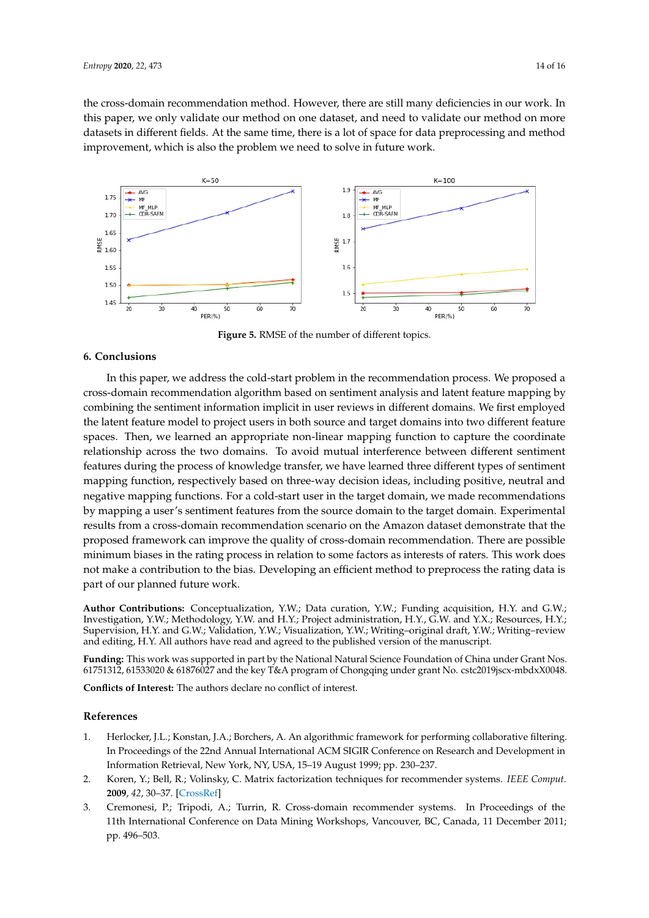the cross-domain recommendation method. However, there are still many deficiencies in our work. In this paper, we only validate our method on one dataset, and need to validate our method on more datasets in different fields. At the same time, there is a lot of space for data preprocessing and method improvement, which is also the problem we need to solve in future work.

K=50

AVG
MF
MF_MLP
CDR-SAFM

RMSE

1.75
1.70
1.65
1.60
1.55
1.50
1.45

20 30 40 50 60 70

PER(%)

K=100

AVG
MF
MF_MLP
CDR-SAFM

RMSE

1.9
1.8
1.7
1.6
1.5

20 30 40 50 60 70

PER(%)

**Figure 5.** RMSE of the number of different topics.

## 6. Conclusions

In this paper, we address the cold-start problem in the recommendation process. We proposed a cross-domain recommendation algorithm based on sentiment analysis and latent feature mapping by combining the sentiment information implicit in user reviews in different domains. We first employed the latent feature model to project users in both source and target domains into two different feature spaces. Then, we learned an appropriate non-linear mapping function to capture the coordinate relationship across the two domains. To avoid mutual interference between different sentiment features during the process of knowledge transfer, we have learned three different types of sentiment mapping function, respectively based on three-way decision ideas, including positive, neutral and negative mapping functions. For a cold-start user in the target domain, we made recommendations by mapping a user's sentiment features from the source domain to the target domain. Experimental results from a cross-domain recommendation scenario on the Amazon dataset demonstrate that the proposed framework can improve the quality of cross-domain recommendation. There are possible minimum biases in the rating process in relation to some factors as interests of raters. This work does not make a contribution to the bias. Developing an efficient method to preprocess the rating data is part of our planned future work.

**Author Contributions:** Conceptualization, Y.W.; Data curation, Y.W.; Funding acquisition, H.Y. and G.W.; Investigation, Y.W.; Methodology, Y.W. and H.Y.; Project administration, H.Y., G.W. and Y.X.; Resources, H.Y.; Supervision, H.Y. and G.W.; Validation, Y.W.; Visualization, Y.W.; Writing–original draft, Y.W.; Writing–review and editing, H.Y. All authors have read and agreed to the published version of the manuscript.

**Funding:** This work was supported in part by the National Natural Science Foundation of China under Grant Nos. 61751312, 61533020 & 61876027 and the key T&A program of Chongqing under grant No. cstc2019jscx-mbdxX0048.

**Conflicts of Interest:** The authors declare no conflict of interest.

## References

1. Herlocker, J.L.; Konstan, J.A.; Borchers, A. An algorithmic framework for performing collaborative filtering. In Proceedings of the 22nd Annual International ACM SIGIR Conference on Research and Development in Information Retrieval, New York, NY, USA, 15–19 August 1999; pp. 230–237.
2. Koren, Y.; Bell, R.; Volinsky, C. Matrix factorization techniques for recommender systems. *IEEE Comput.* **2009**, *42*, 30–37. [CrossRef]
3. Cremonesi, P.; Tripodi, A.; Turrin, R. Cross-domain recommender systems. In Proceedings of the 11th International Conference on Data Mining Workshops, Vancouver, BC, Canada, 11 December 2011; pp. 496–503.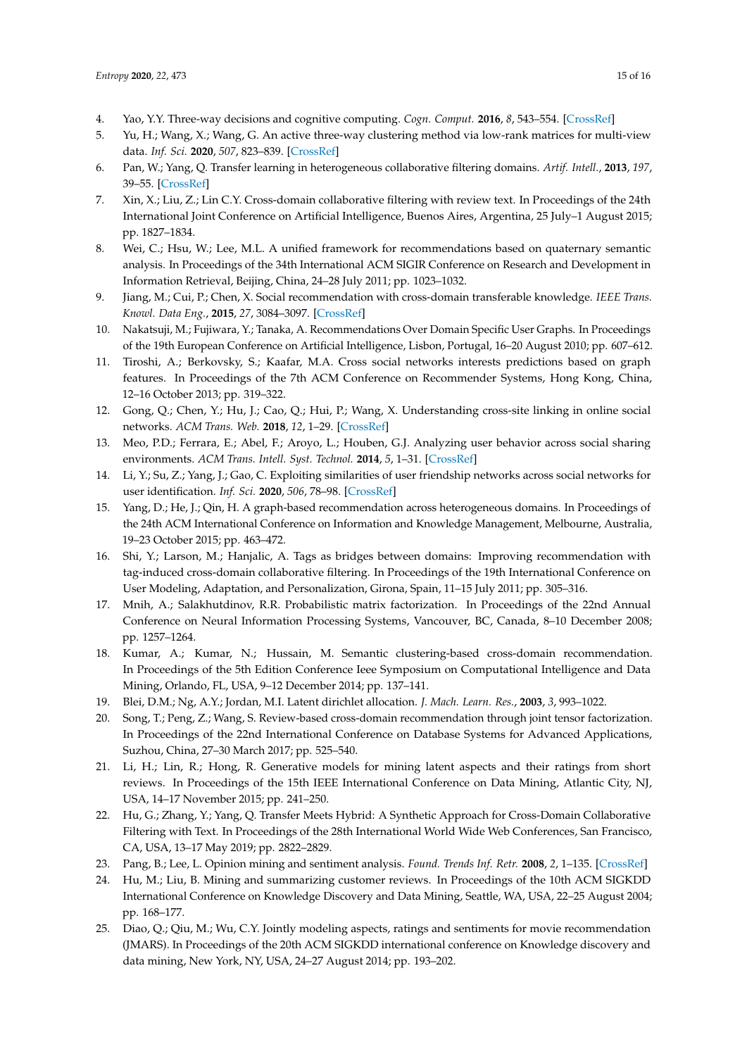4. Yao, Y.Y. Three-way decisions and cognitive computing. *Cogn. Comput.* **2016**, *8*, 543–554. [CrossRef]
5. Yu, H.; Wang, X.; Wang, G. An active three-way clustering method via low-rank matrices for multi-view data. *Inf. Sci.* **2020**, *507*, 823–839. [CrossRef]
6. Pan, W.; Yang, Q. Transfer learning in heterogeneous collaborative filtering domains. *Artif. Intell.*, **2013**, *197*, 39–55. [CrossRef]
7. Xin, X.; Liu, Z.; Lin C.Y. Cross-domain collaborative filtering with review text. In Proceedings of the 24th International Joint Conference on Artificial Intelligence, Buenos Aires, Argentina, 25 July–1 August 2015; pp. 1827–1834.
8. Wei, C.; Hsu, W.; Lee, M.L. A unified framework for recommendations based on quaternary semantic analysis. In Proceedings of the 34th International ACM SIGIR Conference on Research and Development in Information Retrieval, Beijing, China, 24–28 July 2011; pp. 1023–1032.
9. Jiang, M.; Cui, P.; Chen, X. Social recommendation with cross-domain transferable knowledge. *IEEE Trans. Knowl. Data Eng.*, **2015**, *27*, 3084–3097. [CrossRef]
10. Nakatsuji, M.; Fujiwara, Y.; Tanaka, A. Recommendations Over Domain Specific User Graphs. In Proceedings of the 19th European Conference on Artificial Intelligence, Lisbon, Portugal, 16–20 August 2010; pp. 607–612.
11. Tiroshi, A.; Berkovsky, S.; Kaafar, M.A. Cross social networks interests predictions based on graph features. In Proceedings of the 7th ACM Conference on Recommender Systems, Hong Kong, China, 12–16 October 2013; pp. 319–322.
12. Gong, Q.; Chen, Y.; Hu, J.; Cao, Q.; Hui, P.; Wang, X. Understanding cross-site linking in online social networks. *ACM Trans. Web.* **2018**, *12*, 1–29. [CrossRef]
13. Meo, P.D.; Ferrara, E.; Abel, F.; Aroyo, L.; Houben, G.J. Analyzing user behavior across social sharing environments. *ACM Trans. Intell. Syst. Technol.* **2014**, *5*, 1–31. [CrossRef]
14. Li, Y.; Su, Z.; Yang, J.; Gao, C. Exploiting similarities of user friendship networks across social networks for user identification. *Inf. Sci.* **2020**, *506*, 78–98. [CrossRef]
15. Yang, D.; He, J.; Qin, H. A graph-based recommendation across heterogeneous domains. In Proceedings of the 24th ACM International Conference on Information and Knowledge Management, Melbourne, Australia, 19–23 October 2015; pp. 463–472.
16. Shi, Y.; Larson, M.; Hanjalic, A. Tags as bridges between domains: Improving recommendation with tag-induced cross-domain collaborative filtering. In Proceedings of the 19th International Conference on User Modeling, Adaptation, and Personalization, Girona, Spain, 11–15 July 2011; pp. 305–316.
17. Mnih, A.; Salakhutdinov, R.R. Probabilistic matrix factorization. In Proceedings of the 22nd Annual Conference on Neural Information Processing Systems, Vancouver, BC, Canada, 8–10 December 2008; pp. 1257–1264.
18. Kumar, A.; Kumar, N.; Hussain, M. Semantic clustering-based cross-domain recommendation. In Proceedings of the 5th Edition Conference Ieee Symposium on Computational Intelligence and Data Mining, Orlando, FL, USA, 9–12 December 2014; pp. 137–141.
19. Blei, D.M.; Ng, A.Y.; Jordan, M.I. Latent dirichlet allocation. *J. Mach. Learn. Res.*, **2003**, *3*, 993–1022.
20. Song, T.; Peng, Z.; Wang, S. Review-based cross-domain recommendation through joint tensor factorization. In Proceedings of the 22nd International Conference on Database Systems for Advanced Applications, Suzhou, China, 27–30 March 2017; pp. 525–540.
21. Li, H.; Lin, R.; Hong, R. Generative models for mining latent aspects and their ratings from short reviews. In Proceedings of the 15th IEEE International Conference on Data Mining, Atlantic City, NJ, USA, 14–17 November 2015; pp. 241–250.
22. Hu, G.; Zhang, Y.; Yang, Q. Transfer Meets Hybrid: A Synthetic Approach for Cross-Domain Collaborative Filtering with Text. In Proceedings of the 28th International World Wide Web Conferences, San Francisco, CA, USA, 13–17 May 2019; pp. 2822–2829.
23. Pang, B.; Lee, L. Opinion mining and sentiment analysis. *Found. Trends Inf. Retr.* **2008**, *2*, 1–135. [CrossRef]
24. Hu, M.; Liu, B. Mining and summarizing customer reviews. In Proceedings of the 10th ACM SIGKDD International Conference on Knowledge Discovery and Data Mining, Seattle, WA, USA, 22–25 August 2004; pp. 168–177.
25. Diao, Q.; Qiu, M.; Wu, C.Y. Jointly modeling aspects, ratings and sentiments for movie recommendation (JMARS). In Proceedings of the 20th ACM SIGKDD international conference on Knowledge discovery and data mining, New York, NY, USA, 24–27 August 2014; pp. 193–202.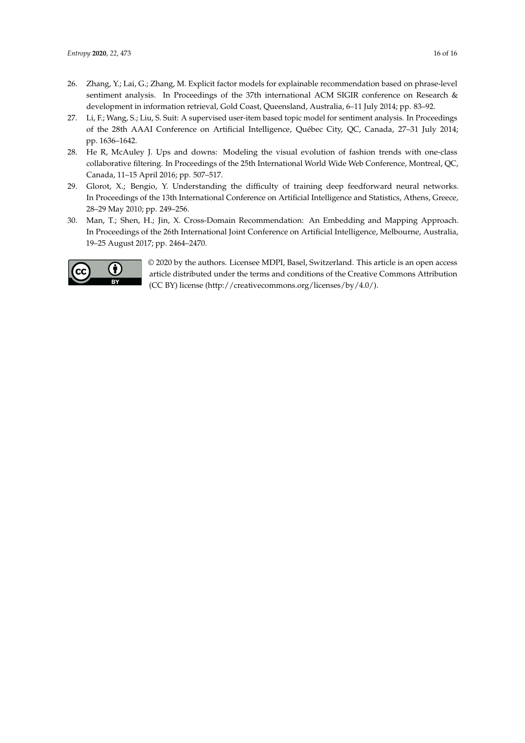26. Zhang, Y.; Lai, G.; Zhang, M. Explicit factor models for explainable recommendation based on phrase-level sentiment analysis. In Proceedings of the 37th international ACM SIGIR conference on Research & development in information retrieval, Gold Coast, Queensland, Australia, 6–11 July 2014; pp. 83–92.
27. Li, F.; Wang, S.; Liu, S. Suit: A supervised user-item based topic model for sentiment analysis. In Proceedings of the 28th AAAI Conference on Artificial Intelligence, Québec City, QC, Canada, 27–31 July 2014; pp. 1636–1642.
28. He R, McAuley J. Ups and downs: Modeling the visual evolution of fashion trends with one-class collaborative filtering. In Proceedings of the 25th International World Wide Web Conference, Montreal, QC, Canada, 11–15 April 2016; pp. 507–517.
29. Glorot, X.; Bengio, Y. Understanding the difficulty of training deep feedforward neural networks. In Proceedings of the 13th International Conference on Artificial Intelligence and Statistics, Athens, Greece, 28–29 May 2010; pp. 249–256.
30. Man, T.; Shen, H.; Jin, X. Cross-Domain Recommendation: An Embedding and Mapping Approach. In Proceedings of the 26th International Joint Conference on Artificial Intelligence, Melbourne, Australia, 19–25 August 2017; pp. 2464–2470.

© 2020 by the authors. Licensee MDPI, Basel, Switzerland. This article is an open access article distributed under the terms and conditions of the Creative Commons Attribution (CC BY) license (http://creativecommons.org/licenses/by/4.0/).